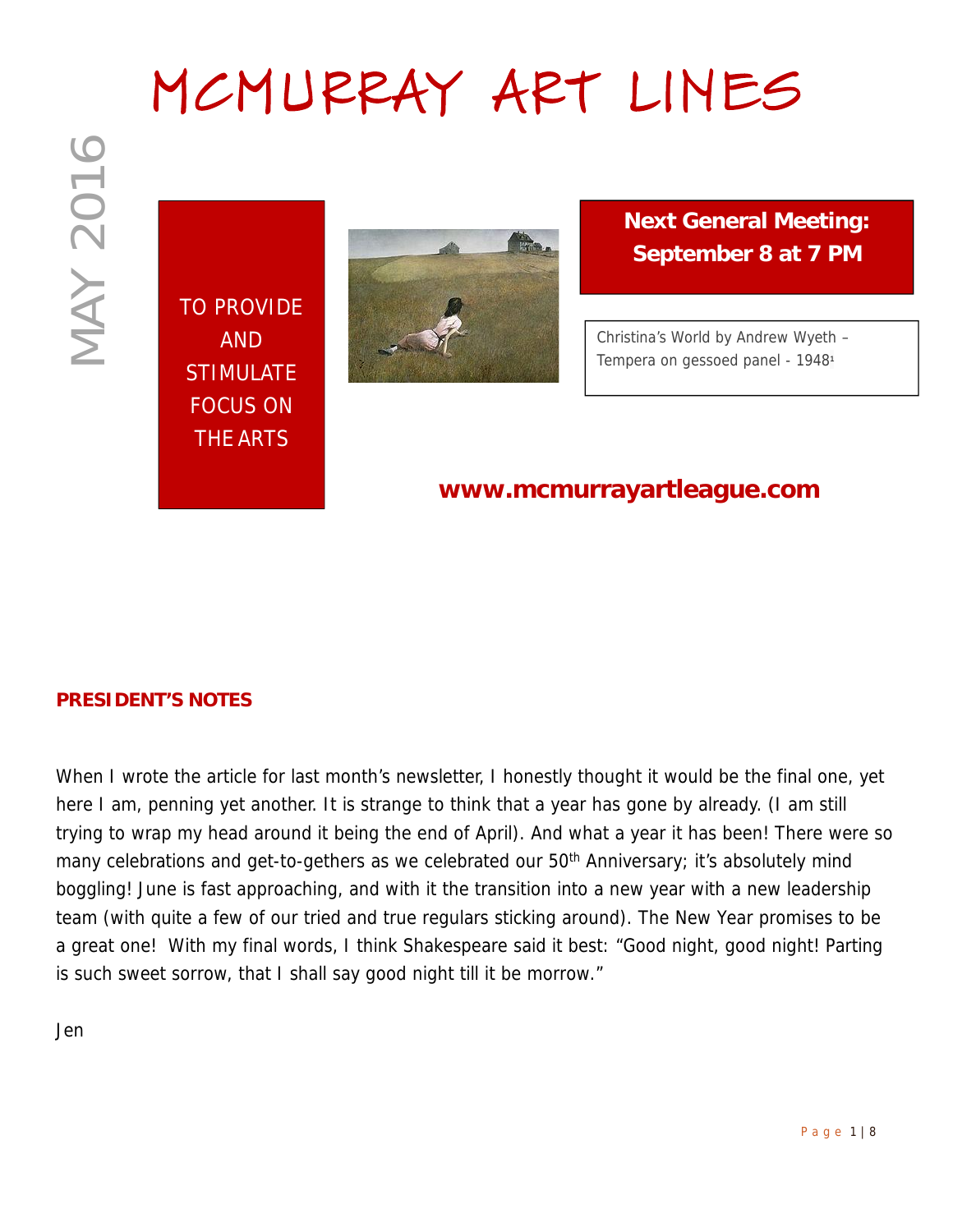# MCMURRAY ART LINES

MAY 2016

TO PROVIDE AND STIMULATE FOCUS ON THE ARTS

**Next General Meeting: September 8 at 7 PM**

Christina's World by Andrew Wyeth – Tempera on gessoed panel - 1948[1]

**www.mcmurrayartleague.com**

## PRESIDENT'S NOTES

When I wrote the article for last month's newsletter, I honestly thought it would be the final one, yet here I am, penning yet another. It is strange to think that a year has gone by already. (I am still trying to wrap my head around it being the end of April). And what a year it has been! There were so many celebrations and get-to-gethers as we celebrated our 50th Anniversary; it's absolutely mind boggling! June is fast approaching, and with it the transition into a new year with a new leadership team (with quite a few of our tried and true regulars sticking around). The New Year promises to be a great one! With my final words, I think Shakespeare said it best: "Good night, good night! Parting is such sweet sorrow, that I shall say good night till it be morrow."

Jen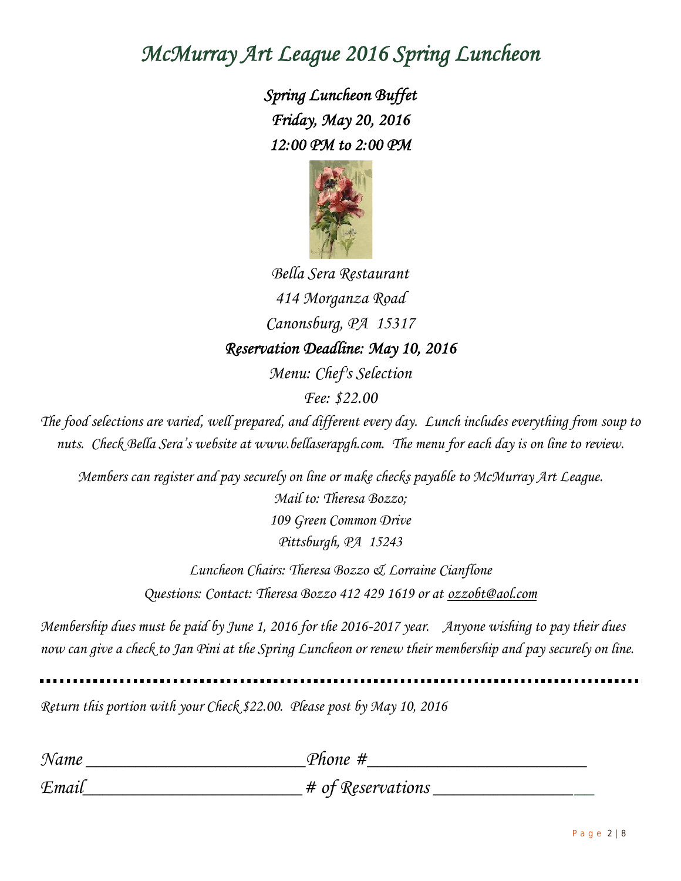# McMurray Art League 2016 Spring Luncheon

***Spring Luncheon Buffet***
***Friday, May 20, 2016***
***12:00 PM to 2:00 PM***

*Bella Sera Restaurant*
*414 Morganza Road*
*Canonsburg, PA 15317*

***Reservation Deadline: May 10, 2016***

*Menu: Chef's Selection*
*Fee: $22.00*

*The food selections are varied, well prepared, and different every day. Lunch includes everything from soup to nuts. Check Bella Sera's website at www.bellaserapgh.com. The menu for each day is on line to review.*

*Members can register and pay securely on line or make checks payable to McMurray Art League.*
*Mail to: Theresa Bozzo;*
*109 Green Common Drive*
*Pittsburgh, PA 15243*

*Luncheon Chairs: Theresa Bozzo & Lorraine Cianflone*
*Questions: Contact: Theresa Bozzo 412 429 1619 or at ozzobt@aol.com*

*Membership dues must be paid by June 1, 2016 for the 2016-2017 year. Anyone wishing to pay their dues now can give a check to Jan Pini at the Spring Luncheon or renew their membership and pay securely on line.*

---

*Return this portion with your Check $22.00. Please post by May 10, 2016*

*Name* ________________________ *Phone #*________________________

*Email*________________________ *# of Reservations* ________________________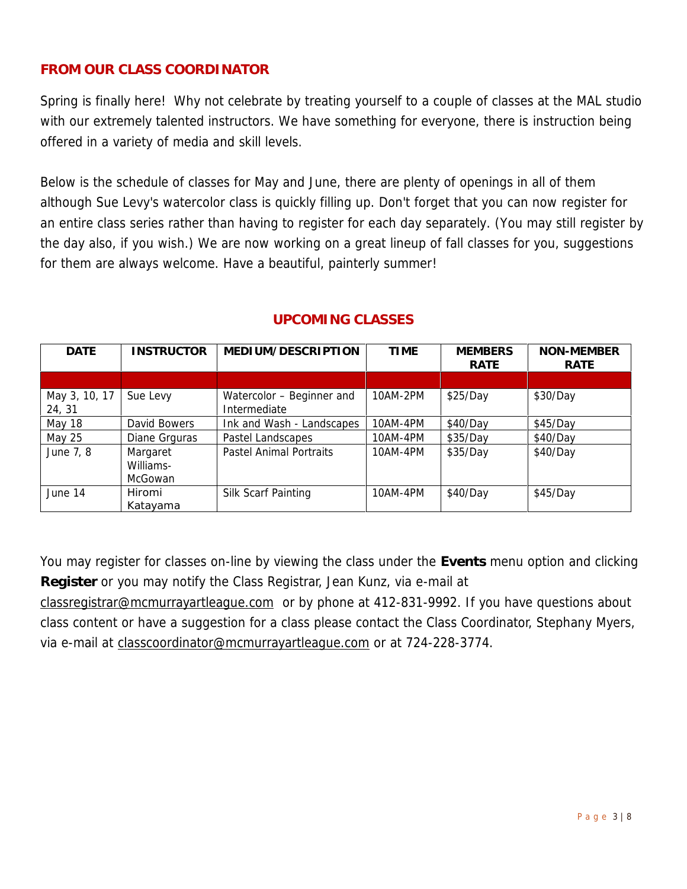## FROM OUR CLASS COORDINATOR

Spring is finally here! Why not celebrate by treating yourself to a couple of classes at the MAL studio with our extremely talented instructors. We have something for everyone, there is instruction being offered in a variety of media and skill levels.

Below is the schedule of classes for May and June, there are plenty of openings in all of them although Sue Levy's watercolor class is quickly filling up. Don't forget that you can now register for an entire class series rather than having to register for each day separately. (You may still register by the day also, if you wish.) We are now working on a great lineup of fall classes for you, suggestions for them are always welcome. Have a beautiful, painterly summer!

## UPCOMING CLASSES

| DATE | INSTRUCTOR | MEDIUM/DESCRIPTION | TIME | MEMBERS RATE | NON-MEMBER RATE |
|---|---|---|---|---|---|
| | | | | | |
| May 3, 10, 17 24, 31 | Sue Levy | Watercolor – Beginner and Intermediate | 10AM-2PM | $25/Day | $30/Day |
| May 18 | David Bowers | Ink and Wash - Landscapes | 10AM-4PM | $40/Day | $45/Day |
| May 25 | Diane Grguras | Pastel Landscapes | 10AM-4PM | $35/Day | $40/Day |
| June 7, 8 | Margaret Williams-McGowan | Pastel Animal Portraits | 10AM-4PM | $35/Day | $40/Day |
| June 14 | Hiromi Katayama | Silk Scarf Painting | 10AM-4PM | $40/Day | $45/Day |

You may register for classes on-line by viewing the class under the **Events** menu option and clicking **Register** or you may notify the Class Registrar, Jean Kunz, via e-mail at classregistrar@mcmurrayartleague.com or by phone at 412-831-9992. If you have questions about class content or have a suggestion for a class please contact the Class Coordinator, Stephany Myers, via e-mail at classcoordinator@mcmurrayartleague.com or at 724-228-3774.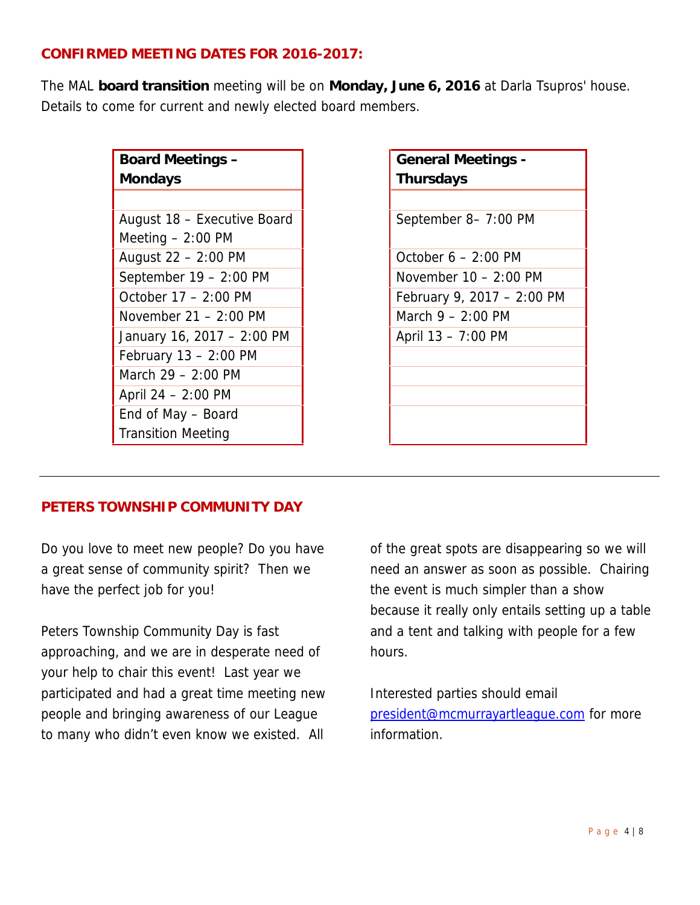## CONFIRMED MEETING DATES FOR 2016-2017:

The MAL **board transition** meeting will be on **Monday, June 6, 2016** at Darla Tsupros' house. Details to come for current and newly elected board members.

| Board Meetings – Mondays |
|---|
| |
| August 18 – Executive Board Meeting – 2:00 PM |
| August 22 – 2:00 PM |
| September 19 – 2:00 PM |
| October 17 – 2:00 PM |
| November 21 – 2:00 PM |
| January 16, 2017 – 2:00 PM |
| February 13 – 2:00 PM |
| March 29 – 2:00 PM |
| April 24 – 2:00 PM |
| End of May – Board Transition Meeting |

| General Meetings - Thursdays |
|---|
| |
| September 8– 7:00 PM |
| October 6 – 2:00 PM |
| November 10 – 2:00 PM |
| February 9, 2017 – 2:00 PM |
| March 9 – 2:00 PM |
| April 13 – 7:00 PM |

---

## PETERS TOWNSHIP COMMUNITY DAY

Do you love to meet new people? Do you have a great sense of community spirit? Then we have the perfect job for you!

Peters Township Community Day is fast approaching, and we are in desperate need of your help to chair this event! Last year we participated and had a great time meeting new people and bringing awareness of our League to many who didn't even know we existed. All of the great spots are disappearing so we will need an answer as soon as possible. Chairing the event is much simpler than a show because it really only entails setting up a table and a tent and talking with people for a few hours.

Interested parties should email president@mcmurrayartleague.com for more information.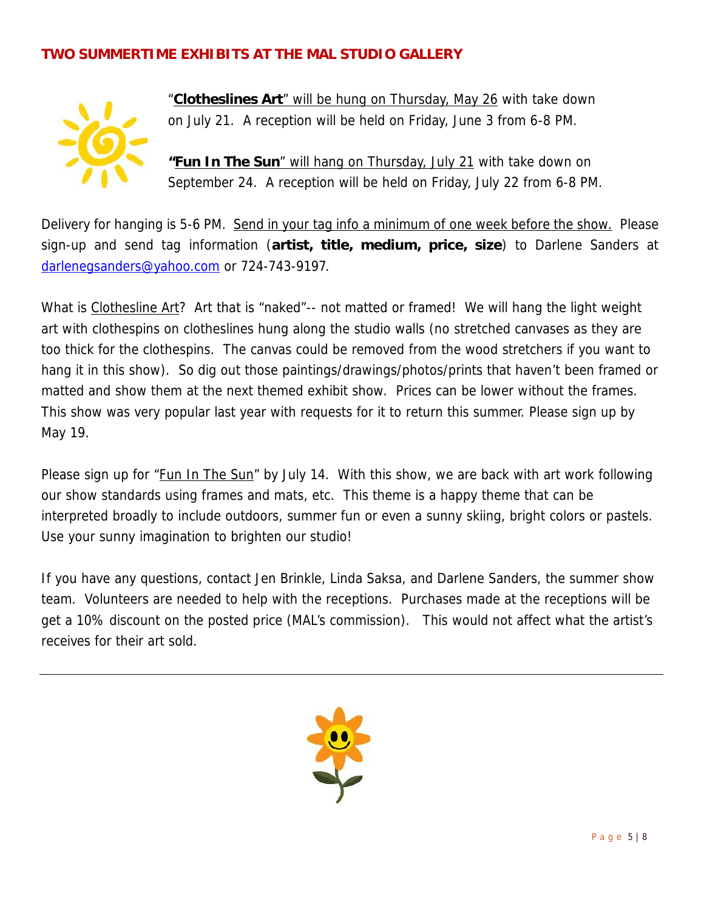## TWO SUMMERTIME EXHIBITS AT THE MAL STUDIO GALLERY

"**Clotheslines Art**" will be hung on Thursday, May 26 with take down on July 21. A reception will be held on Friday, June 3 from 6-8 PM.

"**Fun In The Sun**" will hang on Thursday, July 21 with take down on September 24. A reception will be held on Friday, July 22 from 6-8 PM.

Delivery for hanging is 5-6 PM. Send in your tag info a minimum of one week before the show. Please sign-up and send tag information (**artist, title, medium, price, size**) to Darlene Sanders at darlenegsanders@yahoo.com or 724-743-9197.

What is Clothesline Art? Art that is "naked"-- not matted or framed! We will hang the light weight art with clothespins on clotheslines hung along the studio walls (no stretched canvases as they are too thick for the clothespins. The canvas could be removed from the wood stretchers if you want to hang it in this show). So dig out those paintings/drawings/photos/prints that haven't been framed or matted and show them at the next themed exhibit show. Prices can be lower without the frames. This show was very popular last year with requests for it to return this summer. Please sign up by May 19.

Please sign up for "Fun In The Sun" by July 14. With this show, we are back with art work following our show standards using frames and mats, etc. This theme is a happy theme that can be interpreted broadly to include outdoors, summer fun or even a sunny skiing, bright colors or pastels. Use your sunny imagination to brighten our studio!

If you have any questions, contact Jen Brinkle, Linda Saksa, and Darlene Sanders, the summer show team. Volunteers are needed to help with the receptions. Purchases made at the receptions will be get a 10% discount on the posted price (MAL's commission). This would not affect what the artist's receives for their art sold.

---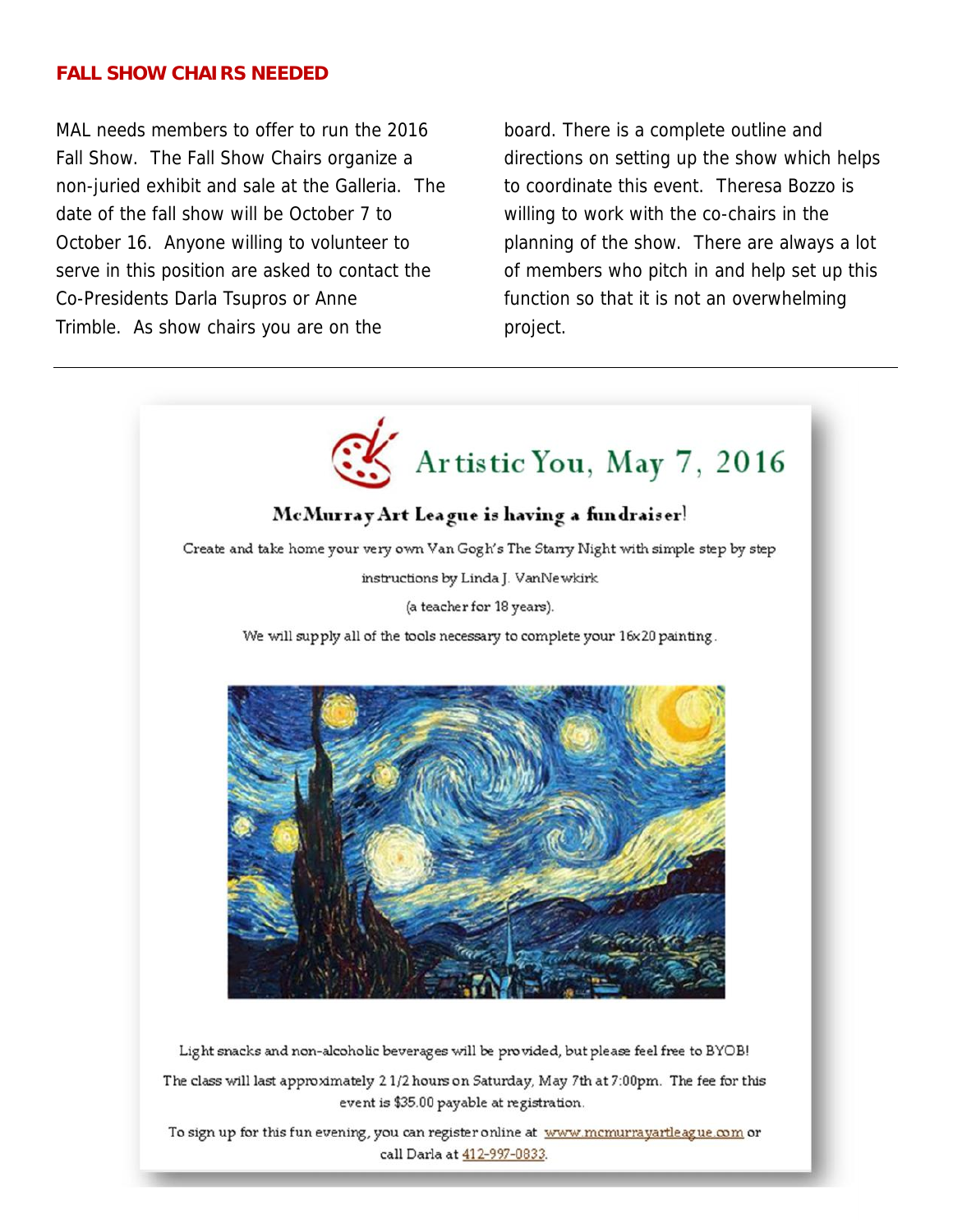## FALL SHOW CHAIRS NEEDED

MAL needs members to offer to run the 2016 Fall Show. The Fall Show Chairs organize a non-juried exhibit and sale at the Galleria. The date of the fall show will be October 7 to October 16. Anyone willing to volunteer to serve in this position are asked to contact the Co-Presidents Darla Tsupros or Anne Trimble. As show chairs you are on the board. There is a complete outline and directions on setting up the show which helps to coordinate this event. Theresa Bozzo is willing to work with the co-chairs in the planning of the show. There are always a lot of members who pitch in and help set up this function so that it is not an overwhelming project.

---

# Artistic You, May 7, 2016

### McMurray Art League is having a fundraiser!

Create and take home your very own Van Gogh's The Starry Night with simple step by step instructions by Linda J. VanNewkirk

(a teacher for 18 years).

We will supply all of the tools necessary to complete your 16x20 painting.

Light snacks and non-alcoholic beverages will be provided, but please feel free to BYOB!

The class will last approximately 2 1/2 hours on Saturday, May 7th at 7:00pm. The fee for this event is $35.00 payable at registration.

To sign up for this fun evening, you can register online at www.mcmurrayartleague.com or call Darla at 412-997-0833.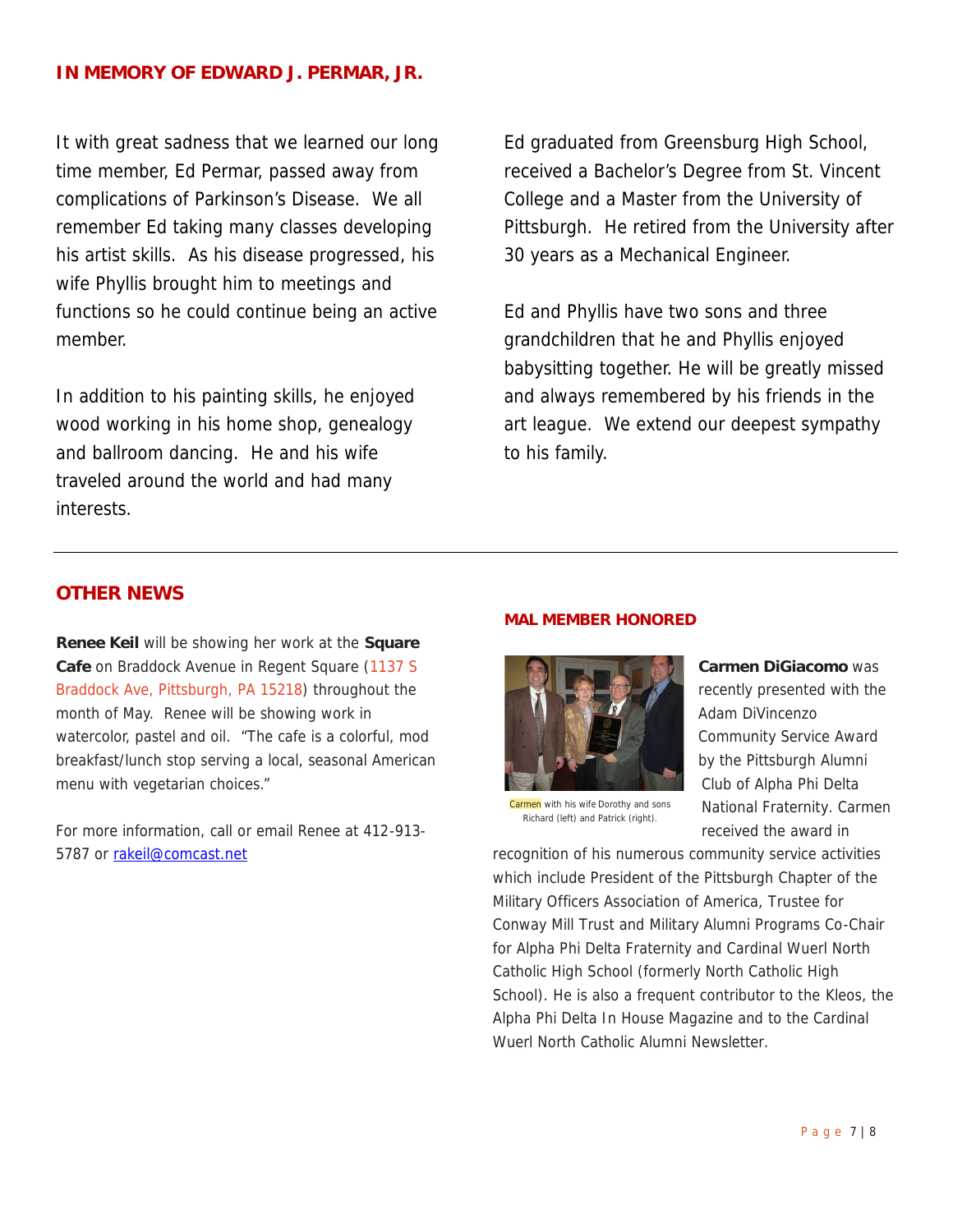## IN MEMORY OF EDWARD J. PERMAR, JR.

It with great sadness that we learned our long time member, Ed Permar, passed away from complications of Parkinson's Disease. We all remember Ed taking many classes developing his artist skills. As his disease progressed, his wife Phyllis brought him to meetings and functions so he could continue being an active member.

In addition to his painting skills, he enjoyed wood working in his home shop, genealogy and ballroom dancing. He and his wife traveled around the world and had many interests.

Ed graduated from Greensburg High School, received a Bachelor's Degree from St. Vincent College and a Master from the University of Pittsburgh. He retired from the University after 30 years as a Mechanical Engineer.

Ed and Phyllis have two sons and three grandchildren that he and Phyllis enjoyed babysitting together. He will be greatly missed and always remembered by his friends in the art league. We extend our deepest sympathy to his family.

---

## OTHER NEWS

**Renee Keil** will be showing her work at the **Square Cafe** on Braddock Avenue in Regent Square (1137 S Braddock Ave, Pittsburgh, PA 15218) throughout the month of May. Renee will be showing work in watercolor, pastel and oil. "The cafe is a colorful, mod breakfast/lunch stop serving a local, seasonal American menu with vegetarian choices."

For more information, call or email Renee at 412-913-5787 or rakeil@comcast.net

### MAL MEMBER HONORED

Carmen with his wife Dorothy and sons Richard (left) and Patrick (right).

**Carmen DiGiacomo** was recently presented with the Adam DiVincenzo Community Service Award by the Pittsburgh Alumni Club of Alpha Phi Delta National Fraternity. Carmen received the award in recognition of his numerous community service activities which include President of the Pittsburgh Chapter of the Military Officers Association of America, Trustee for Conway Mill Trust and Military Alumni Programs Co-Chair for Alpha Phi Delta Fraternity and Cardinal Wuerl North Catholic High School (formerly North Catholic High School). He is also a frequent contributor to the Kleos, the Alpha Phi Delta In House Magazine and to the Cardinal Wuerl North Catholic Alumni Newsletter.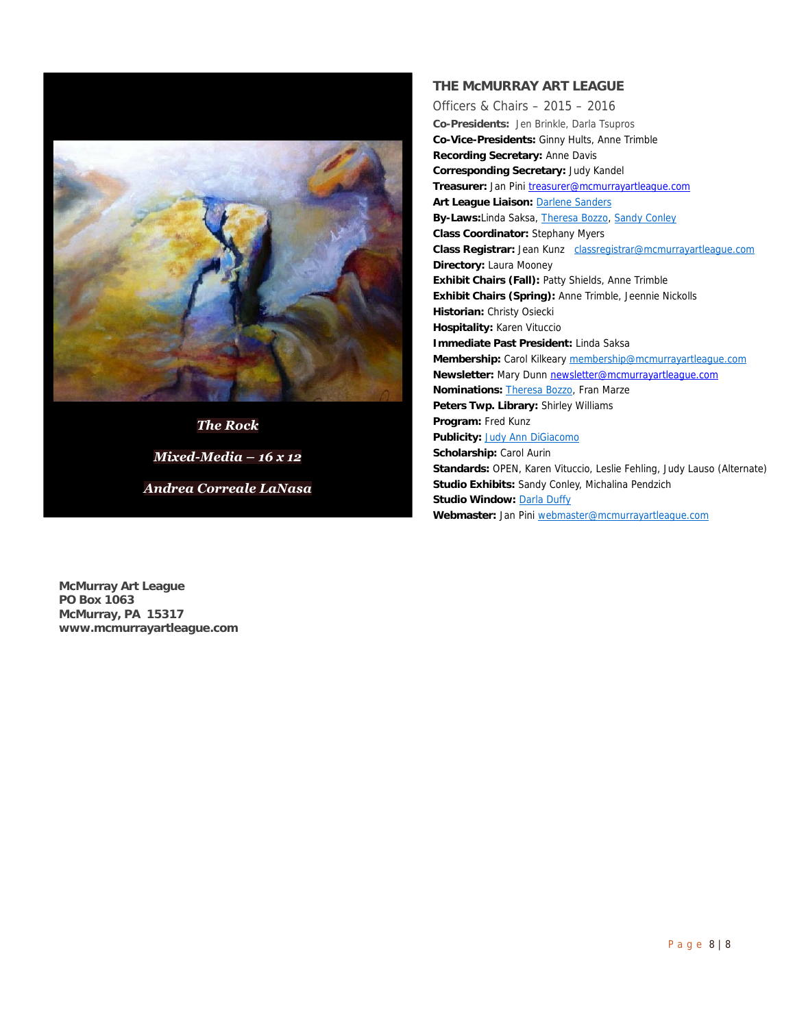*The Rock*

*Mixed-Media – 16 x 12*

*Andrea Correale LaNasa*

## THE McMURRAY ART LEAGUE

Officers & Chairs – 2015 – 2016

**Co-Presidents:** Jen Brinkle, Darla Tsupros
**Co-Vice-Presidents:** Ginny Hults, Anne Trimble
**Recording Secretary:** Anne Davis
**Corresponding Secretary:** Judy Kandel
**Treasurer:** Jan Pini treasurer@mcmurrayartleague.com
**Art League Liaison:** Darlene Sanders
**By-Laws:** Linda Saksa, Theresa Bozzo, Sandy Conley
**Class Coordinator:** Stephany Myers
**Class Registrar:** Jean Kunz classregistrar@mcmurrayartleague.com
**Directory:** Laura Mooney
**Exhibit Chairs (Fall):** Patty Shields, Anne Trimble
**Exhibit Chairs (Spring):** Anne Trimble, Jeennie Nickolls
**Historian:** Christy Osiecki
**Hospitality:** Karen Vituccio
**Immediate Past President:** Linda Saksa
**Membership:** Carol Kilkeary membership@mcmurrayartleague.com
**Newsletter:** Mary Dunn newsletter@mcmurrayartleague.com
**Nominations:** Theresa Bozzo, Fran Marze
**Peters Twp. Library:** Shirley Williams
**Program:** Fred Kunz
**Publicity:** Judy Ann DiGiacomo
**Scholarship:** Carol Aurin
**Standards:** OPEN, Karen Vituccio, Leslie Fehling, Judy Lauso (Alternate)
**Studio Exhibits:** Sandy Conley, Michalina Pendzich
**Studio Window:** Darla Duffy
**Webmaster:** Jan Pini webmaster@mcmurrayartleague.com

**McMurray Art League**
**PO Box 1063**
**McMurray, PA 15317**
**www.mcmurrayartleague.com**